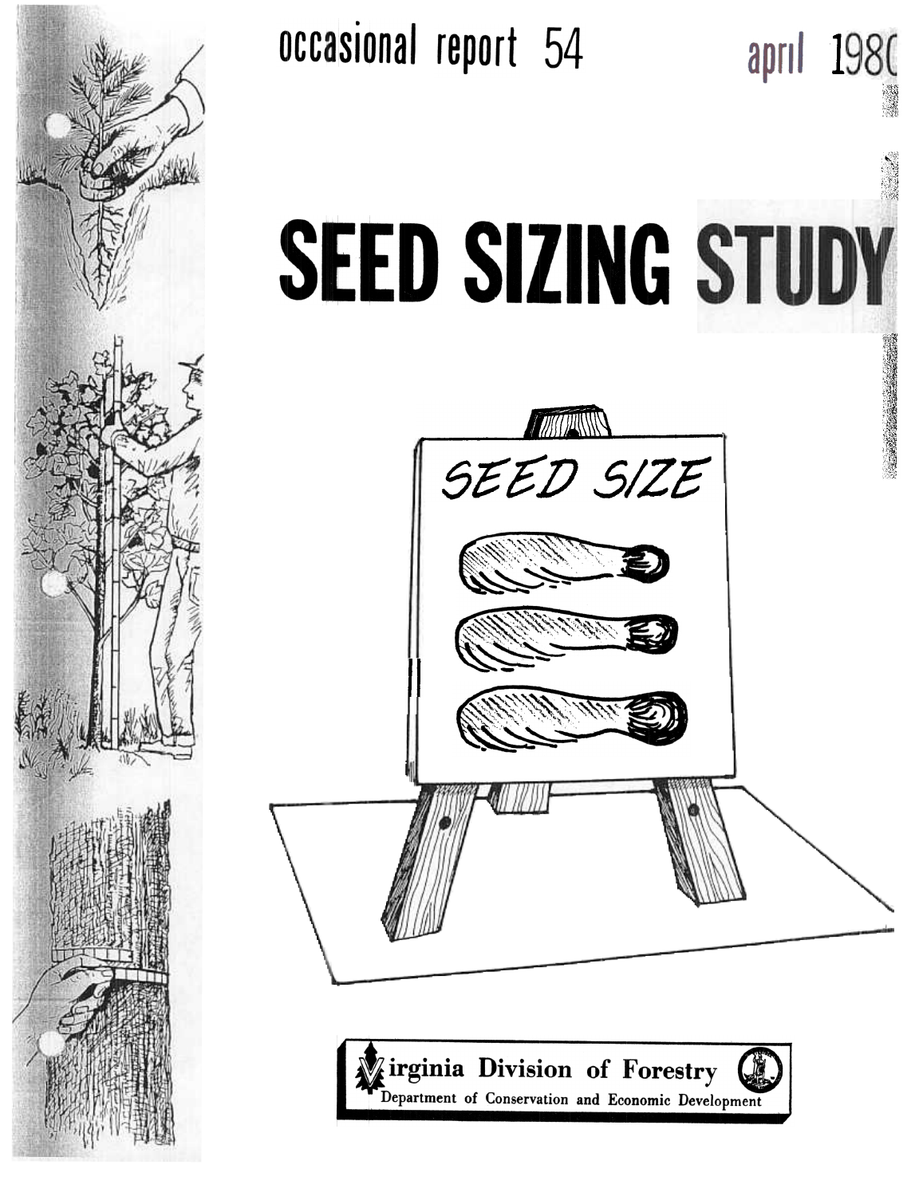occasional report 54

april 1980

# SEED SIZING STUDY

SEED SIZE

Virginia Division of Forestry

Department of Conservation and Economic Development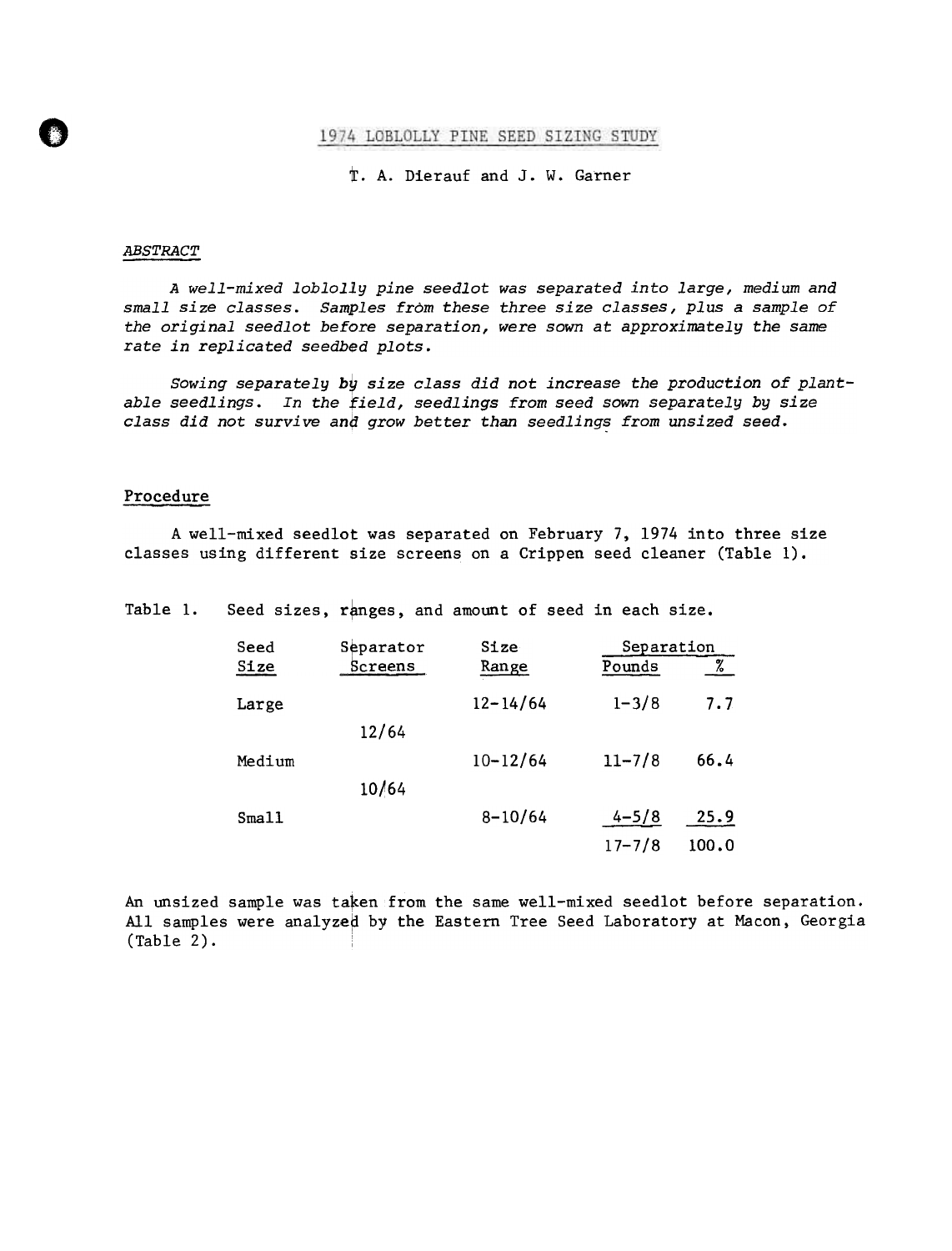## 1974 LOBLOLLY PINE SEED SIZING STUDY

T. A. Dierauf and J. W. Garner

### *ABSTRACT*

*A well-mixed loblolly pine seedlot was separated into large, medium and small size classes. Samples from these three size classes, plus a sample of the original seedlot before separation, were sown at approximately the same rate in replicated seedbed plots.*

*Sowing separately by size class did not increase the production of plantable seedlings. In the field, seedlings from seed sown separately by size class did not survive and grow better than seedlings from unsized seed.*

### Procedure

A well-mixed seedlot was separated on February 7, 1974 into three size classes using different size screens on a Crippen seed cleaner (Table 1).

Table 1. Seed sizes, ranges, and amount of seed in each size.

| Seed Size | Separator Screens | Size Range | Separation Pounds | Separation % |
|---|---|---|---|---|
| Large | | 12-14/64 | 1-3/8 | 7.7 |
| | 12/64 | | | |
| Medium | | 10-12/64 | 11-7/8 | 66.4 |
| | 10/64 | | | |
| Small | | 8-10/64 | 4-5/8 | 25.9 |
| | | | 17-7/8 | 100.0 |

An unsized sample was taken from the same well-mixed seedlot before separation. All samples were analyzed by the Eastern Tree Seed Laboratory at Macon, Georgia (Table 2).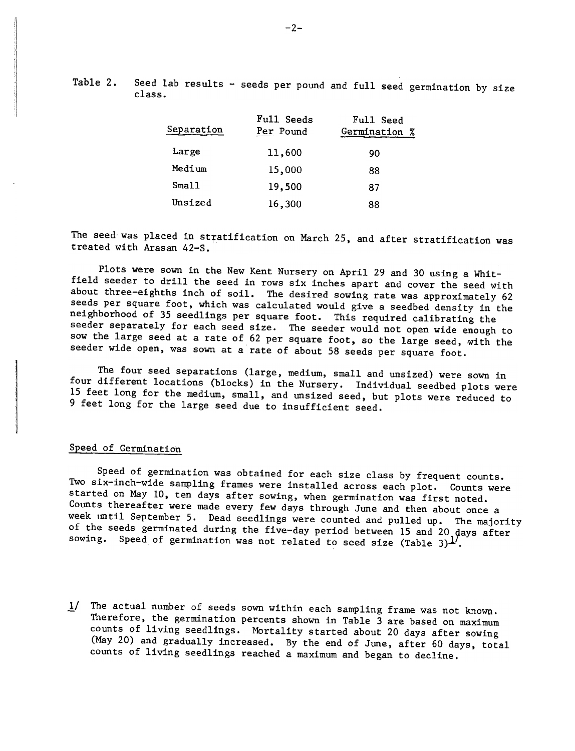Table 2. Seed lab results - seeds per pound and full seed germination by size class.

| Separation | Full Seeds Per Pound | Full Seed Germination % |
|---|---|---|
| Large | 11,600 | 90 |
| Medium | 15,000 | 88 |
| Small | 19,500 | 87 |
| Unsized | 16,300 | 88 |

The seed was placed in stratification on March 25, and after stratification was treated with Arasan 42-S.

Plots were sown in the New Kent Nursery on April 29 and 30 using a Whitfield seeder to drill the seed in rows six inches apart and cover the seed with about three-eighths inch of soil. The desired sowing rate was approximately 62 seeds per square foot, which was calculated would give a seedbed density in the neighborhood of 35 seedlings per square foot. This required calibrating the seeder separately for each seed size. The seeder would not open wide enough to sow the large seed at a rate of 62 per square foot, so the large seed, with the seeder wide open, was sown at a rate of about 58 seeds per square foot.

The four seed separations (large, medium, small and unsized) were sown in four different locations (blocks) in the Nursery. Individual seedbed plots were 15 feet long for the medium, small, and unsized seed, but plots were reduced to 9 feet long for the large seed due to insufficient seed.

## Speed of Germination

Speed of germination was obtained for each size class by frequent counts. Two six-inch-wide sampling frames were installed across each plot. Counts were started on May 10, ten days after sowing, when germination was first noted. Counts thereafter were made every few days through June and then about once a week until September 5. Dead seedlings were counted and pulled up. The majority of the seeds germinated during the five-day period between 15 and 20 days after sowing. Speed of germination was not related to seed size (Table 3)[1].

[1] The actual number of seeds sown within each sampling frame was not known. Therefore, the germination percents shown in Table 3 are based on maximum counts of living seedlings. Mortality started about 20 days after sowing (May 20) and gradually increased. By the end of June, after 60 days, total counts of living seedlings reached a maximum and began to decline.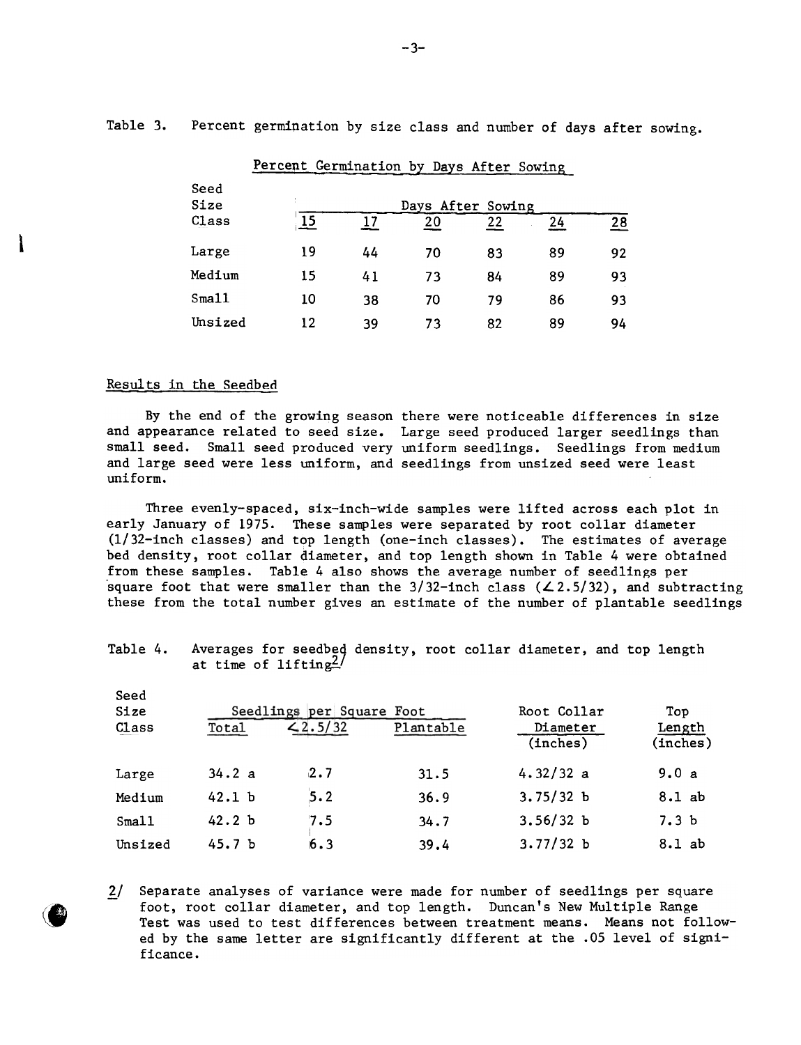Table 3. Percent germination by size class and number of days after sowing.

| Seed Size Class | Percent Germination by Days After Sowing | | | | | |
|---|---|---|---|---|---|---|
| | Days After Sowing | | | | | |
| | 15 | 17 | 20 | 22 | 24 | 28 |
| Large | 19 | 44 | 70 | 83 | 89 | 92 |
| Medium | 15 | 41 | 73 | 84 | 89 | 93 |
| Small | 10 | 38 | 70 | 79 | 86 | 93 |
| Unsized | 12 | 39 | 73 | 82 | 89 | 94 |

## Results in the Seedbed

By the end of the growing season there were noticeable differences in size and appearance related to seed size. Large seed produced larger seedlings than small seed. Small seed produced very uniform seedlings. Seedlings from medium and large seed were less uniform, and seedlings from unsized seed were least uniform.

Three evenly-spaced, six-inch-wide samples were lifted across each plot in early January of 1975. These samples were separated by root collar diameter (1/32-inch classes) and top length (one-inch classes). The estimates of average bed density, root collar diameter, and top length shown in Table 4 were obtained from these samples. Table 4 also shows the average number of seedlings per square foot that were smaller than the 3/32-inch class ($\angle$2.5/32), and subtracting these from the total number gives an estimate of the number of plantable seedlings

Table 4. Averages for seedbed density, root collar diameter, and top length at time of lifting[2/]

| Seed Size Class | Seedlings per Square Foot | | | Root Collar Diameter (inches) | Top Length (inches) |
|---|---|---|---|---|---|
| | Total | $\angle$2.5/32 | Plantable | | |
| Large | 34.2 a | 2.7 | 31.5 | 4.32/32 a | 9.0 a |
| Medium | 42.1 b | 5.2 | 36.9 | 3.75/32 b | 8.1 ab |
| Small | 42.2 b | 7.5 | 34.7 | 3.56/32 b | 7.3 b |
| Unsized | 45.7 b | 6.3 | 39.4 | 3.77/32 b | 8.1 ab |

2/ Separate analyses of variance were made for number of seedlings per square foot, root collar diameter, and top length. Duncan's New Multiple Range Test was used to test differences between treatment means. Means not followed by the same letter are significantly different at the .05 level of significance.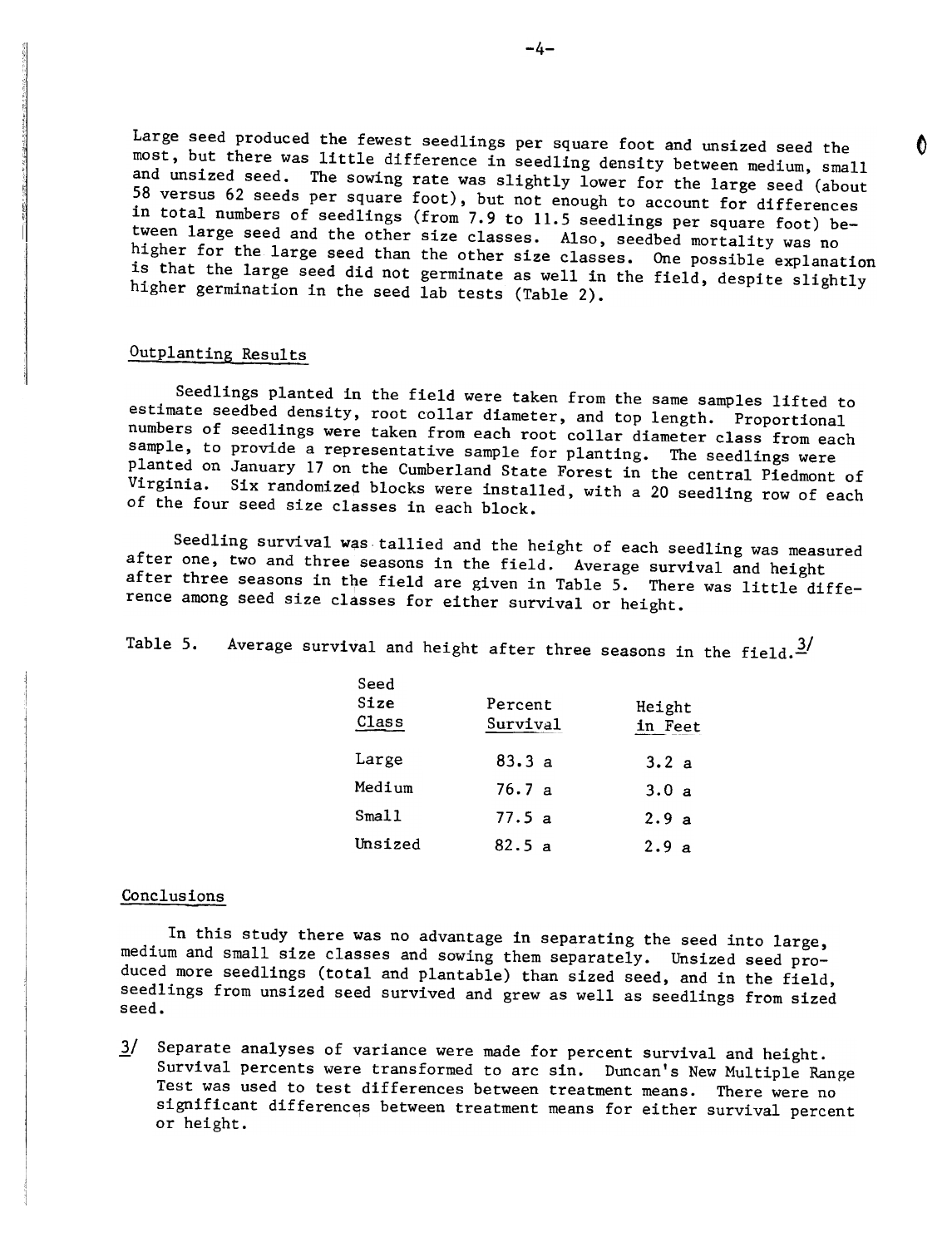Large seed produced the fewest seedlings per square foot and unsized seed the most, but there was little difference in seedling density between medium, small and unsized seed. The sowing rate was slightly lower for the large seed (about 58 versus 62 seeds per square foot), but not enough to account for differences in total numbers of seedlings (from 7.9 to 11.5 seedlings per square foot) between large seed and the other size classes. Also, seedbed mortality was no higher for the large seed than the other size classes. One possible explanation is that the large seed did not germinate as well in the field, despite slightly higher germination in the seed lab tests (Table 2).

## Outplanting Results

Seedlings planted in the field were taken from the same samples lifted to estimate seedbed density, root collar diameter, and top length. Proportional numbers of seedlings were taken from each root collar diameter class from each sample, to provide a representative sample for planting. The seedlings were planted on January 17 on the Cumberland State Forest in the central Piedmont of Virginia. Six randomized blocks were installed, with a 20 seedling row of each of the four seed size classes in each block.

Seedling survival was tallied and the height of each seedling was measured after one, two and three seasons in the field. Average survival and height after three seasons in the field are given in Table 5. There was little difference among seed size classes for either survival or height.

Table 5. Average survival and height after three seasons in the field.[3/]

| Seed Size Class | Percent Survival | Height in Feet |
|---|---|---|
| Large | 83.3 a | 3.2 a |
| Medium | 76.7 a | 3.0 a |
| Small | 77.5 a | 2.9 a |
| Unsized | 82.5 a | 2.9 a |

## Conclusions

In this study there was no advantage in separating the seed into large, medium and small size classes and sowing them separately. Unsized seed produced more seedlings (total and plantable) than sized seed, and in the field, seedlings from unsized seed survived and grew as well as seedlings from sized seed.

[3/] Separate analyses of variance were made for percent survival and height. Survival percents were transformed to arc sin. Duncan's New Multiple Range Test was used to test differences between treatment means. There were no significant differences between treatment means for either survival percent or height.